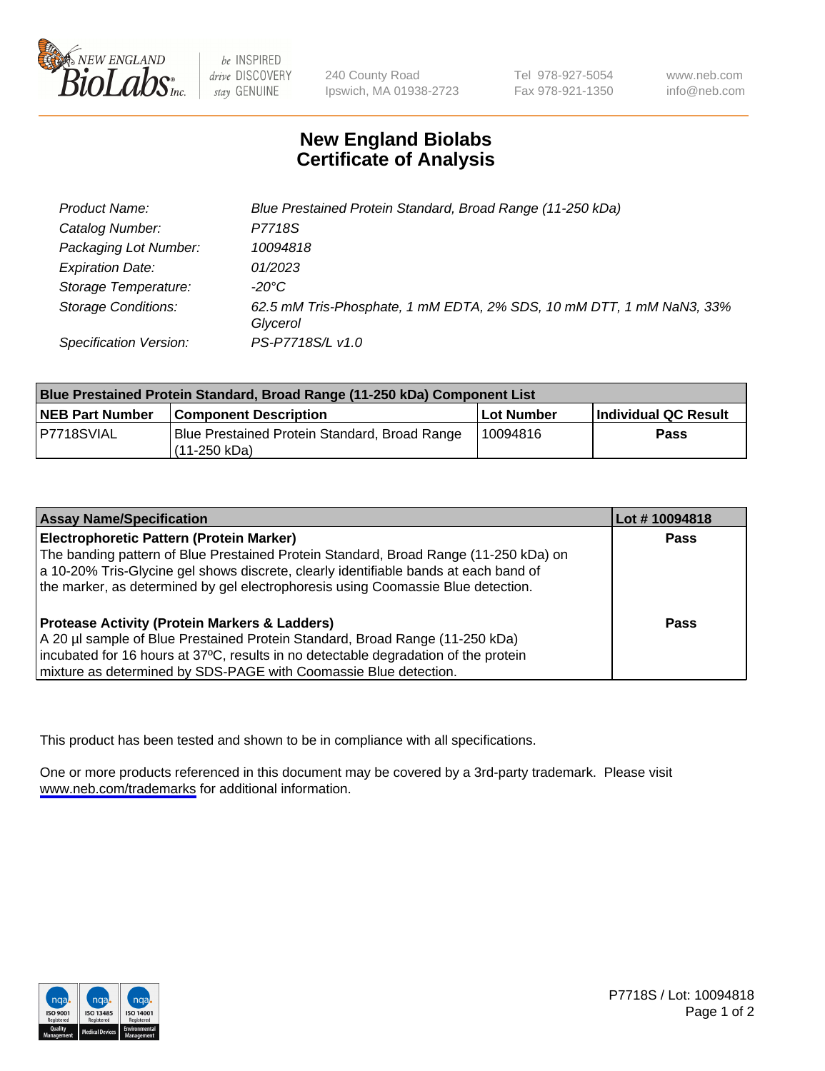240 County Road
Ipswich, MA 01938-2723

Tel 978-927-5054
Fax 978-921-1350

www.neb.com
info@neb.com

# New England Biolabs Certificate of Analysis

| | |
|---|---|
| Product Name: | Blue Prestained Protein Standard, Broad Range (11-250 kDa) |
| Catalog Number: | P7718S |
| Packaging Lot Number: | 10094818 |
| Expiration Date: | 01/2023 |
| Storage Temperature: | -20°C |
| Storage Conditions: | 62.5 mM Tris-Phosphate, 1 mM EDTA, 2% SDS, 10 mM DTT, 1 mM $NaN_3$, 33% Glycerol |
| Specification Version: | PS-P7718S/L v1.0 |

| Blue Prestained Protein Standard, Broad Range (11-250 kDa) Component List | | | |
|---|---|---|---|
| **NEB Part Number** | **Component Description** | **Lot Number** | **Individual QC Result** |
| P7718SVIAL | Blue Prestained Protein Standard, Broad Range (11-250 kDa) | 10094816 | **Pass** |

| Assay Name/Specification | Lot # 10094818 |
|---|---|
| **Electrophoretic Pattern (Protein Marker)**<br>The banding pattern of Blue Prestained Protein Standard, Broad Range (11-250 kDa) on a 10-20% Tris-Glycine gel shows discrete, clearly identifiable bands at each band of the marker, as determined by gel electrophoresis using Coomassie Blue detection. | **Pass** |
| **Protease Activity (Protein Markers & Ladders)**<br>A 20 µl sample of Blue Prestained Protein Standard, Broad Range (11-250 kDa) incubated for 16 hours at 37ºC, results in no detectable degradation of the protein mixture as determined by SDS-PAGE with Coomassie Blue detection. | **Pass** |

This product has been tested and shown to be in compliance with all specifications.

One or more products referenced in this document may be covered by a 3rd-party trademark. Please visit www.neb.com/trademarks for additional information.

P7718S / Lot: 10094818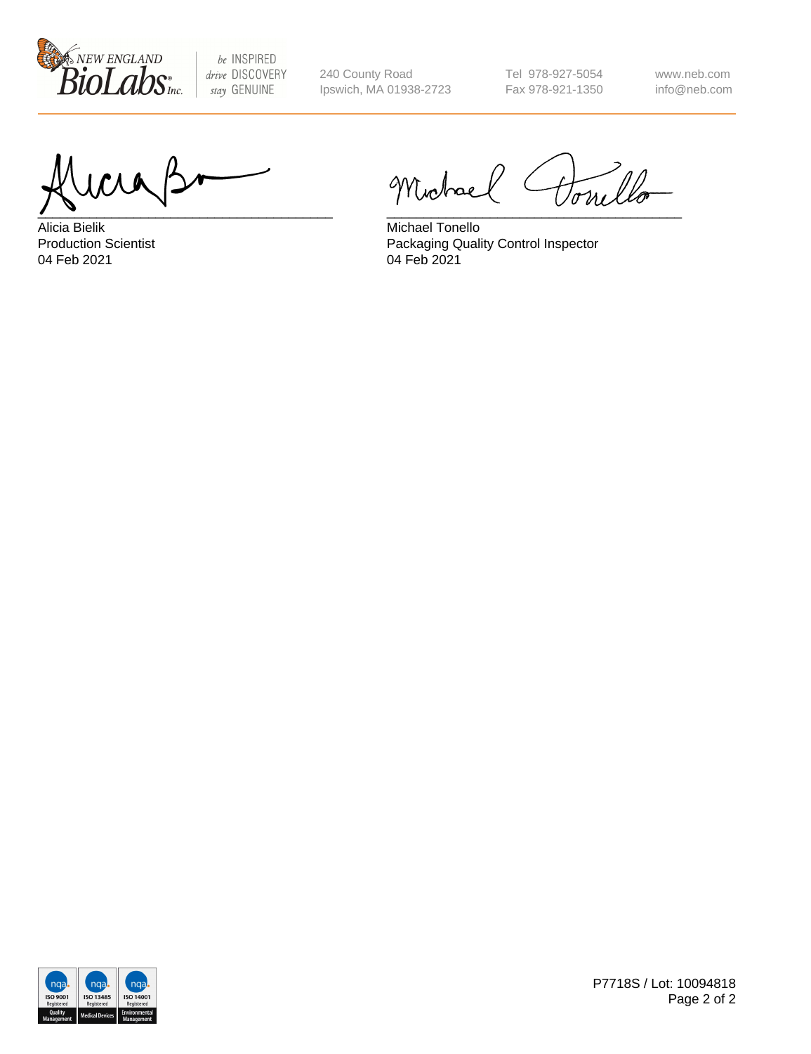be INSPIRED
drive DISCOVERY
stay GENUINE

240 County Road
Ipswich, MA 01938-2723

Tel 978-927-5054
Fax 978-921-1350

www.neb.com
info@neb.com

Alicia Bielik
Production Scientist
04 Feb 2021

Michael Tonello
Packaging Quality Control Inspector
04 Feb 2021

P7718S / Lot: 10094818